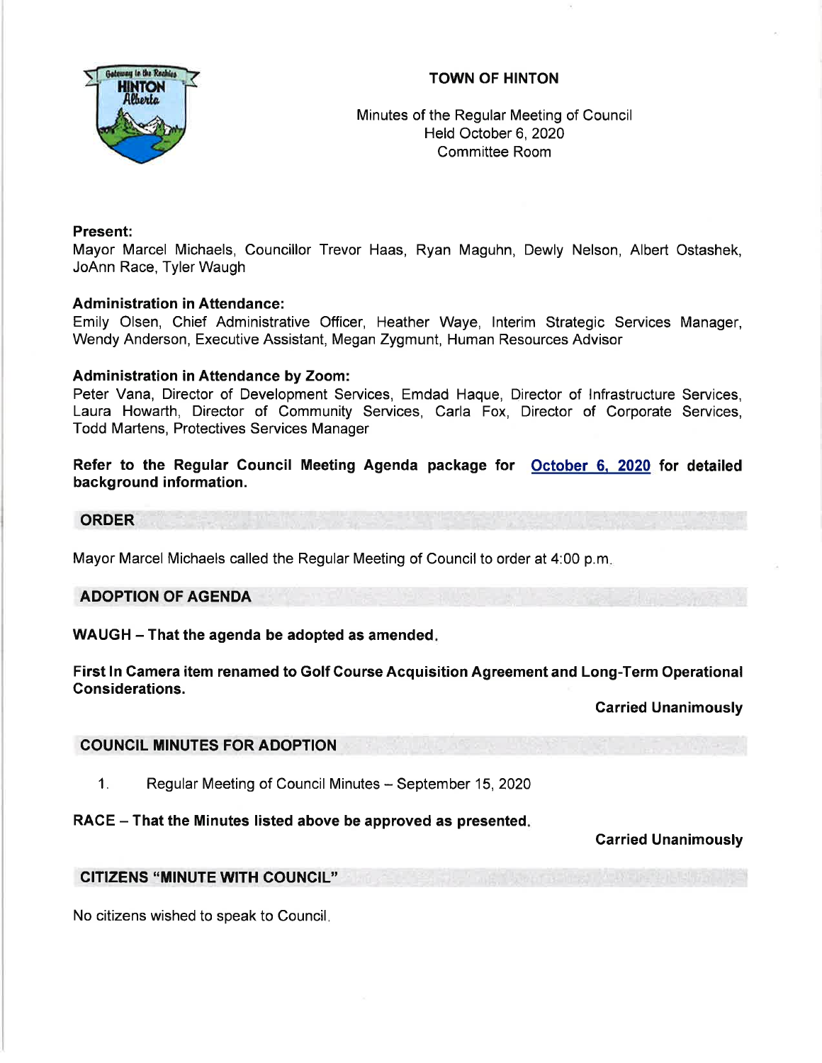# TOWN OF HINTON

Minutes of the Regular Meeting of Council
Held October 6, 2020
Committee Room

**Present:**
Mayor Marcel Michaels, Councillor Trevor Haas, Ryan Maguhn, Dewly Nelson, Albert Ostashek, JoAnn Race, Tyler Waugh

**Administration in Attendance:**
Emily Olsen, Chief Administrative Officer, Heather Waye, Interim Strategic Services Manager, Wendy Anderson, Executive Assistant, Megan Zygmunt, Human Resources Advisor

**Administration in Attendance by Zoom:**
Peter Vana, Director of Development Services, Emdad Haque, Director of Infrastructure Services, Laura Howarth, Director of Community Services, Carla Fox, Director of Corporate Services, Todd Martens, Protectives Services Manager

**Refer to the Regular Council Meeting Agenda package for October 6, 2020 for detailed background information.**

## ORDER

Mayor Marcel Michaels called the Regular Meeting of Council to order at 4:00 p.m.

## ADOPTION OF AGENDA

**WAUGH – That the agenda be adopted as amended.**

**First In Camera item renamed to Golf Course Acquisition Agreement and Long-Term Operational Considerations.**

**Carried Unanimously**

## COUNCIL MINUTES FOR ADOPTION

1. Regular Meeting of Council Minutes – September 15, 2020

**RACE – That the Minutes listed above be approved as presented.**

**Carried Unanimously**

## CITIZENS "MINUTE WITH COUNCIL"

No citizens wished to speak to Council.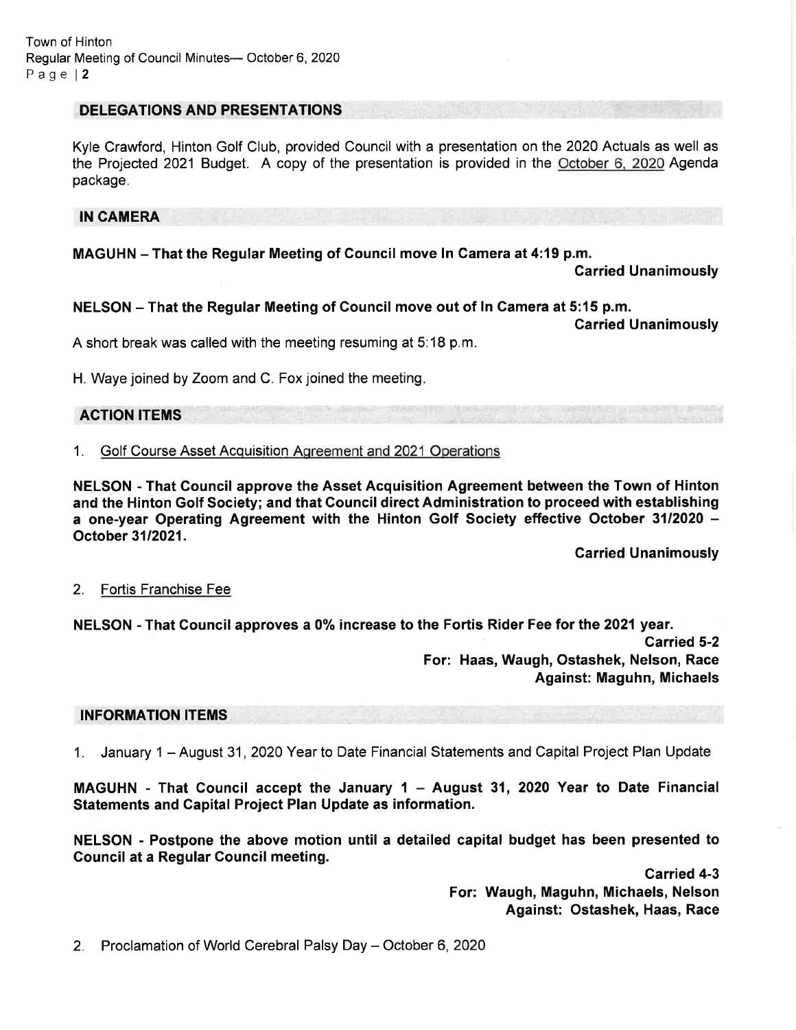## DELEGATIONS AND PRESENTATIONS

Kyle Crawford, Hinton Golf Club, provided Council with a presentation on the 2020 Actuals as well as the Projected 2021 Budget. A copy of the presentation is provided in the October 6, 2020 Agenda package.

## IN CAMERA

**MAGUHN – That the Regular Meeting of Council move In Camera at 4:19 p.m.**

**Carried Unanimously**

**NELSON – That the Regular Meeting of Council move out of In Camera at 5:15 p.m.**

**Carried Unanimously**

A short break was called with the meeting resuming at 5:18 p.m.

H. Waye joined by Zoom and C. Fox joined the meeting.

## ACTION ITEMS

1. Golf Course Asset Acquisition Agreement and 2021 Operations

**NELSON - That Council approve the Asset Acquisition Agreement between the Town of Hinton and the Hinton Golf Society; and that Council direct Administration to proceed with establishing a one-year Operating Agreement with the Hinton Golf Society effective October 31/2020 – October 31/2021.**

**Carried Unanimously**

2. Fortis Franchise Fee

**NELSON - That Council approves a 0% increase to the Fortis Rider Fee for the 2021 year.**

**Carried 5-2**
**For: Haas, Waugh, Ostashek, Nelson, Race**
**Against: Maguhn, Michaels**

## INFORMATION ITEMS

1. January 1 – August 31, 2020 Year to Date Financial Statements and Capital Project Plan Update

**MAGUHN - That Council accept the January 1 – August 31, 2020 Year to Date Financial Statements and Capital Project Plan Update as information.**

**NELSON - Postpone the above motion until a detailed capital budget has been presented to Council at a Regular Council meeting.**

**Carried 4-3**
**For: Waugh, Maguhn, Michaels, Nelson**
**Against: Ostashek, Haas, Race**

2. Proclamation of World Cerebral Palsy Day – October 6, 2020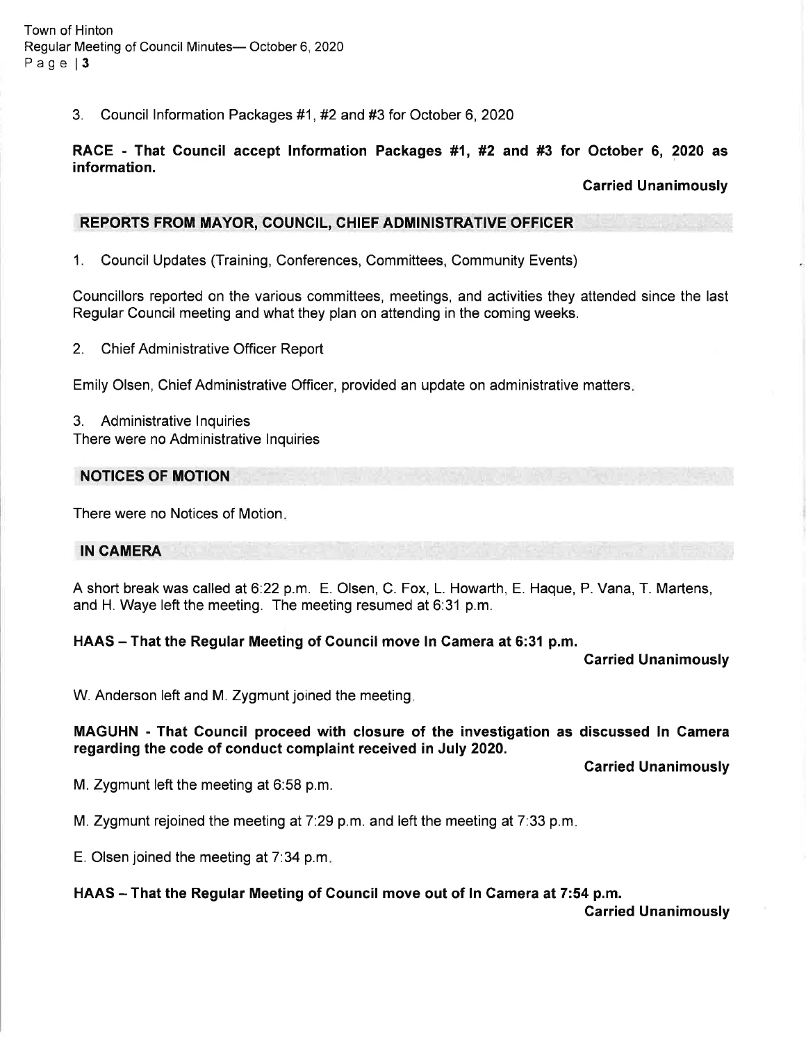3. Council Information Packages #1, #2 and #3 for October 6, 2020

**RACE - That Council accept Information Packages #1, #2 and #3 for October 6, 2020 as information.**

**Carried Unanimously**

## REPORTS FROM MAYOR, COUNCIL, CHIEF ADMINISTRATIVE OFFICER

1. Council Updates (Training, Conferences, Committees, Community Events)

Councillors reported on the various committees, meetings, and activities they attended since the last Regular Council meeting and what they plan on attending in the coming weeks.

2. Chief Administrative Officer Report

Emily Olsen, Chief Administrative Officer, provided an update on administrative matters.

3. Administrative Inquiries

There were no Administrative Inquiries

## NOTICES OF MOTION

There were no Notices of Motion.

## IN CAMERA

A short break was called at 6:22 p.m. E. Olsen, C. Fox, L. Howarth, E. Haque, P. Vana, T. Martens, and H. Waye left the meeting. The meeting resumed at 6:31 p.m.

**HAAS – That the Regular Meeting of Council move In Camera at 6:31 p.m.**

**Carried Unanimously**

W. Anderson left and M. Zygmunt joined the meeting.

**MAGUHN - That Council proceed with closure of the investigation as discussed In Camera regarding the code of conduct complaint received in July 2020.**

**Carried Unanimously**

M. Zygmunt left the meeting at 6:58 p.m.

M. Zygmunt rejoined the meeting at 7:29 p.m. and left the meeting at 7:33 p.m.

E. Olsen joined the meeting at 7:34 p.m.

**HAAS – That the Regular Meeting of Council move out of In Camera at 7:54 p.m.**

**Carried Unanimously**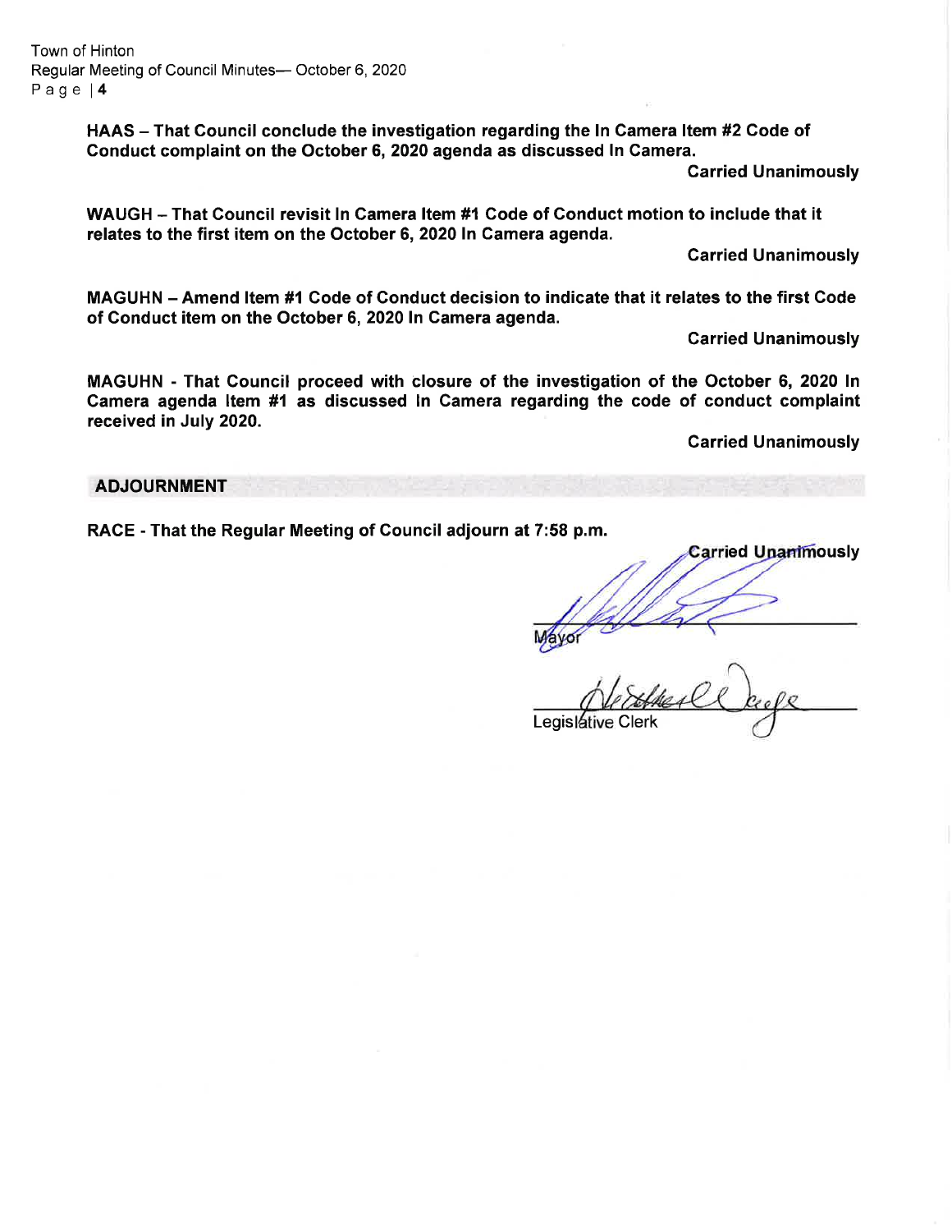**HAAS – That Council conclude the investigation regarding the In Camera Item #2 Code of Conduct complaint on the October 6, 2020 agenda as discussed In Camera.**

**Carried Unanimously**

**WAUGH – That Council revisit In Camera Item #1 Code of Conduct motion to include that it relates to the first item on the October 6, 2020 In Camera agenda.**

**Carried Unanimously**

**MAGUHN – Amend Item #1 Code of Conduct decision to indicate that it relates to the first Code of Conduct item on the October 6, 2020 In Camera agenda.**

**Carried Unanimously**

**MAGUHN - That Council proceed with closure of the investigation of the October 6, 2020 In Camera agenda Item #1 as discussed In Camera regarding the code of conduct complaint received in July 2020.**

**Carried Unanimously**

## ADJOURNMENT

**RACE - That the Regular Meeting of Council adjourn at 7:58 p.m.**

**Carried Unanimously**

Mayor

Legislative Clerk